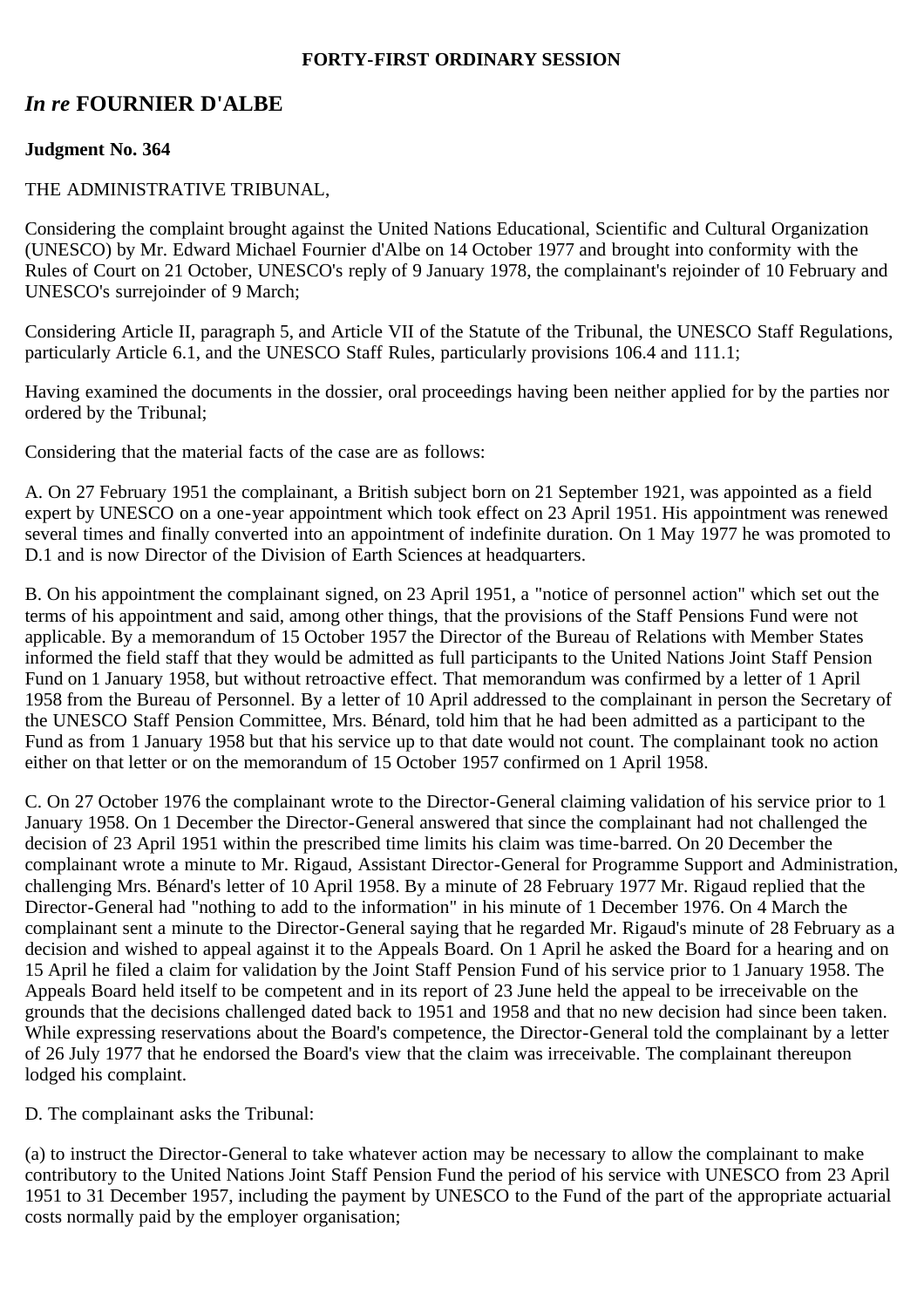**FORTY-FIRST ORDINARY SESSION**

# *In re* FOURNIER D'ALBE

**Judgment No. 364**

THE ADMINISTRATIVE TRIBUNAL,

Considering the complaint brought against the United Nations Educational, Scientific and Cultural Organization (UNESCO) by Mr. Edward Michael Fournier d'Albe on 14 October 1977 and brought into conformity with the Rules of Court on 21 October, UNESCO's reply of 9 January 1978, the complainant's rejoinder of 10 February and UNESCO's surrejoinder of 9 March;

Considering Article II, paragraph 5, and Article VII of the Statute of the Tribunal, the UNESCO Staff Regulations, particularly Article 6.1, and the UNESCO Staff Rules, particularly provisions 106.4 and 111.1;

Having examined the documents in the dossier, oral proceedings having been neither applied for by the parties nor ordered by the Tribunal;

Considering that the material facts of the case are as follows:

A. On 27 February 1951 the complainant, a British subject born on 21 September 1921, was appointed as a field expert by UNESCO on a one-year appointment which took effect on 23 April 1951. His appointment was renewed several times and finally converted into an appointment of indefinite duration. On 1 May 1977 he was promoted to D.1 and is now Director of the Division of Earth Sciences at headquarters.

B. On his appointment the complainant signed, on 23 April 1951, a "notice of personnel action" which set out the terms of his appointment and said, among other things, that the provisions of the Staff Pensions Fund were not applicable. By a memorandum of 15 October 1957 the Director of the Bureau of Relations with Member States informed the field staff that they would be admitted as full participants to the United Nations Joint Staff Pension Fund on 1 January 1958, but without retroactive effect. That memorandum was confirmed by a letter of 1 April 1958 from the Bureau of Personnel. By a letter of 10 April addressed to the complainant in person the Secretary of the UNESCO Staff Pension Committee, Mrs. Bénard, told him that he had been admitted as a participant to the Fund as from 1 January 1958 but that his service up to that date would not count. The complainant took no action either on that letter or on the memorandum of 15 October 1957 confirmed on 1 April 1958.

C. On 27 October 1976 the complainant wrote to the Director-General claiming validation of his service prior to 1 January 1958. On 1 December the Director-General answered that since the complainant had not challenged the decision of 23 April 1951 within the prescribed time limits his claim was time-barred. On 20 December the complainant wrote a minute to Mr. Rigaud, Assistant Director-General for Programme Support and Administration, challenging Mrs. Bénard's letter of 10 April 1958. By a minute of 28 February 1977 Mr. Rigaud replied that the Director-General had "nothing to add to the information" in his minute of 1 December 1976. On 4 March the complainant sent a minute to the Director-General saying that he regarded Mr. Rigaud's minute of 28 February as a decision and wished to appeal against it to the Appeals Board. On 1 April he asked the Board for a hearing and on 15 April he filed a claim for validation by the Joint Staff Pension Fund of his service prior to 1 January 1958. The Appeals Board held itself to be competent and in its report of 23 June held the appeal to be irreceivable on the grounds that the decisions challenged dated back to 1951 and 1958 and that no new decision had since been taken. While expressing reservations about the Board's competence, the Director-General told the complainant by a letter of 26 July 1977 that he endorsed the Board's view that the claim was irreceivable. The complainant thereupon lodged his complaint.

D. The complainant asks the Tribunal:

(a) to instruct the Director-General to take whatever action may be necessary to allow the complainant to make contributory to the United Nations Joint Staff Pension Fund the period of his service with UNESCO from 23 April 1951 to 31 December 1957, including the payment by UNESCO to the Fund of the part of the appropriate actuarial costs normally paid by the employer organisation;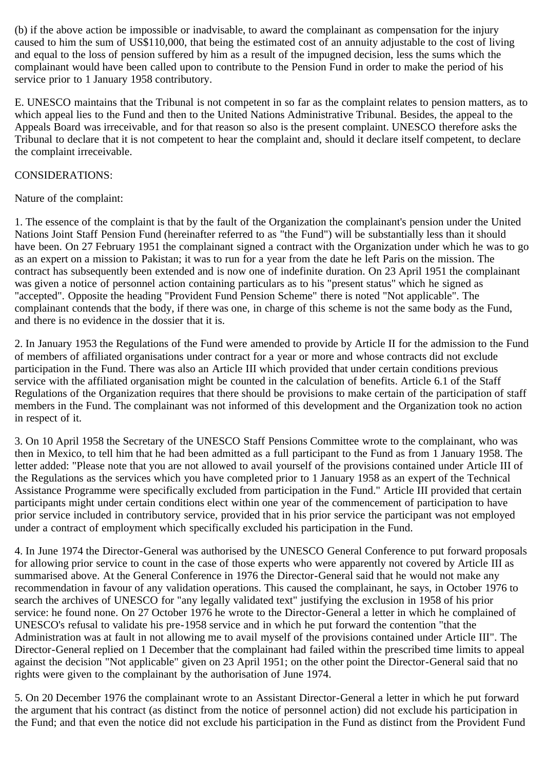(b) if the above action be impossible or inadvisable, to award the complainant as compensation for the injury caused to him the sum of US$110,000, that being the estimated cost of an annuity adjustable to the cost of living and equal to the loss of pension suffered by him as a result of the impugned decision, less the sums which the complainant would have been called upon to contribute to the Pension Fund in order to make the period of his service prior to 1 January 1958 contributory.

E. UNESCO maintains that the Tribunal is not competent in so far as the complaint relates to pension matters, as to which appeal lies to the Fund and then to the United Nations Administrative Tribunal. Besides, the appeal to the Appeals Board was irreceivable, and for that reason so also is the present complaint. UNESCO therefore asks the Tribunal to declare that it is not competent to hear the complaint and, should it declare itself competent, to declare the complaint irreceivable.

CONSIDERATIONS:

Nature of the complaint:

1. The essence of the complaint is that by the fault of the Organization the complainant's pension under the United Nations Joint Staff Pension Fund (hereinafter referred to as "the Fund") will be substantially less than it should have been. On 27 February 1951 the complainant signed a contract with the Organization under which he was to go as an expert on a mission to Pakistan; it was to run for a year from the date he left Paris on the mission. The contract has subsequently been extended and is now one of indefinite duration. On 23 April 1951 the complainant was given a notice of personnel action containing particulars as to his "present status" which he signed as "accepted". Opposite the heading "Provident Fund Pension Scheme" there is noted "Not applicable". The complainant contends that the body, if there was one, in charge of this scheme is not the same body as the Fund, and there is no evidence in the dossier that it is.

2. In January 1953 the Regulations of the Fund were amended to provide by Article II for the admission to the Fund of members of affiliated organisations under contract for a year or more and whose contracts did not exclude participation in the Fund. There was also an Article III which provided that under certain conditions previous service with the affiliated organisation might be counted in the calculation of benefits. Article 6.1 of the Staff Regulations of the Organization requires that there should be provisions to make certain of the participation of staff members in the Fund. The complainant was not informed of this development and the Organization took no action in respect of it.

3. On 10 April 1958 the Secretary of the UNESCO Staff Pensions Committee wrote to the complainant, who was then in Mexico, to tell him that he had been admitted as a full participant to the Fund as from 1 January 1958. The letter added: "Please note that you are not allowed to avail yourself of the provisions contained under Article III of the Regulations as the services which you have completed prior to 1 January 1958 as an expert of the Technical Assistance Programme were specifically excluded from participation in the Fund." Article III provided that certain participants might under certain conditions elect within one year of the commencement of participation to have prior service included in contributory service, provided that in his prior service the participant was not employed under a contract of employment which specifically excluded his participation in the Fund.

4. In June 1974 the Director-General was authorised by the UNESCO General Conference to put forward proposals for allowing prior service to count in the case of those experts who were apparently not covered by Article III as summarised above. At the General Conference in 1976 the Director-General said that he would not make any recommendation in favour of any validation operations. This caused the complainant, he says, in October 1976 to search the archives of UNESCO for "any legally validated text" justifying the exclusion in 1958 of his prior service: he found none. On 27 October 1976 he wrote to the Director-General a letter in which he complained of UNESCO's refusal to validate his pre-1958 service and in which he put forward the contention "that the Administration was at fault in not allowing me to avail myself of the provisions contained under Article III". The Director-General replied on 1 December that the complainant had failed within the prescribed time limits to appeal against the decision "Not applicable" given on 23 April 1951; on the other point the Director-General said that no rights were given to the complainant by the authorisation of June 1974.

5. On 20 December 1976 the complainant wrote to an Assistant Director-General a letter in which he put forward the argument that his contract (as distinct from the notice of personnel action) did not exclude his participation in the Fund; and that even the notice did not exclude his participation in the Fund as distinct from the Provident Fund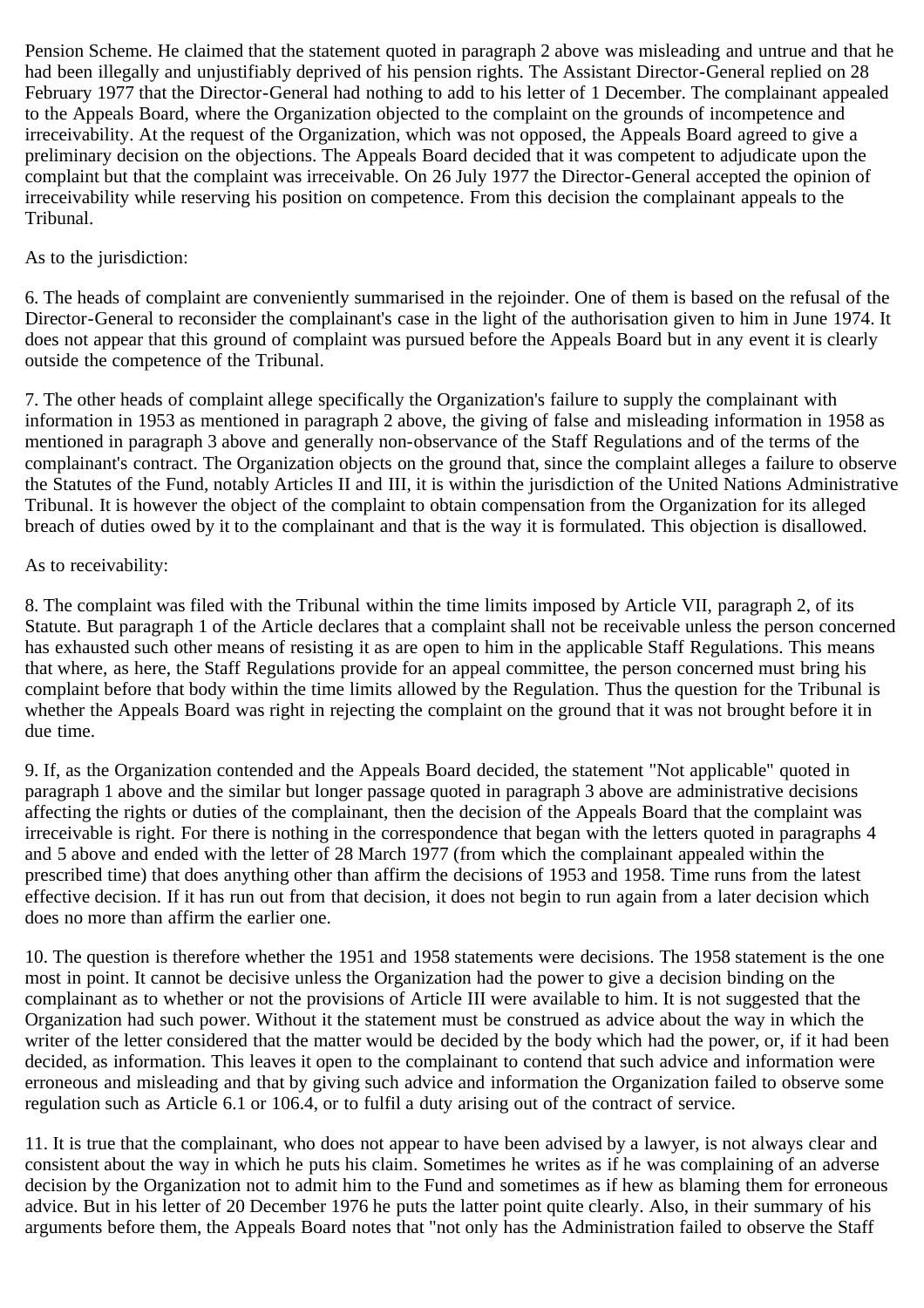Pension Scheme. He claimed that the statement quoted in paragraph 2 above was misleading and untrue and that he had been illegally and unjustifiably deprived of his pension rights. The Assistant Director-General replied on 28 February 1977 that the Director-General had nothing to add to his letter of 1 December. The complainant appealed to the Appeals Board, where the Organization objected to the complaint on the grounds of incompetence and irreceivability. At the request of the Organization, which was not opposed, the Appeals Board agreed to give a preliminary decision on the objections. The Appeals Board decided that it was competent to adjudicate upon the complaint but that the complaint was irreceivable. On 26 July 1977 the Director-General accepted the opinion of irreceivability while reserving his position on competence. From this decision the complainant appeals to the Tribunal.

As to the jurisdiction:

6. The heads of complaint are conveniently summarised in the rejoinder. One of them is based on the refusal of the Director-General to reconsider the complainant's case in the light of the authorisation given to him in June 1974. It does not appear that this ground of complaint was pursued before the Appeals Board but in any event it is clearly outside the competence of the Tribunal.

7. The other heads of complaint allege specifically the Organization's failure to supply the complainant with information in 1953 as mentioned in paragraph 2 above, the giving of false and misleading information in 1958 as mentioned in paragraph 3 above and generally non-observance of the Staff Regulations and of the terms of the complainant's contract. The Organization objects on the ground that, since the complaint alleges a failure to observe the Statutes of the Fund, notably Articles II and III, it is within the jurisdiction of the United Nations Administrative Tribunal. It is however the object of the complaint to obtain compensation from the Organization for its alleged breach of duties owed by it to the complainant and that is the way it is formulated. This objection is disallowed.

As to receivability:

8. The complaint was filed with the Tribunal within the time limits imposed by Article VII, paragraph 2, of its Statute. But paragraph 1 of the Article declares that a complaint shall not be receivable unless the person concerned has exhausted such other means of resisting it as are open to him in the applicable Staff Regulations. This means that where, as here, the Staff Regulations provide for an appeal committee, the person concerned must bring his complaint before that body within the time limits allowed by the Regulation. Thus the question for the Tribunal is whether the Appeals Board was right in rejecting the complaint on the ground that it was not brought before it in due time.

9. If, as the Organization contended and the Appeals Board decided, the statement "Not applicable" quoted in paragraph 1 above and the similar but longer passage quoted in paragraph 3 above are administrative decisions affecting the rights or duties of the complainant, then the decision of the Appeals Board that the complaint was irreceivable is right. For there is nothing in the correspondence that began with the letters quoted in paragraphs 4 and 5 above and ended with the letter of 28 March 1977 (from which the complainant appealed within the prescribed time) that does anything other than affirm the decisions of 1953 and 1958. Time runs from the latest effective decision. If it has run out from that decision, it does not begin to run again from a later decision which does no more than affirm the earlier one.

10. The question is therefore whether the 1951 and 1958 statements were decisions. The 1958 statement is the one most in point. It cannot be decisive unless the Organization had the power to give a decision binding on the complainant as to whether or not the provisions of Article III were available to him. It is not suggested that the Organization had such power. Without it the statement must be construed as advice about the way in which the writer of the letter considered that the matter would be decided by the body which had the power, or, if it had been decided, as information. This leaves it open to the complainant to contend that such advice and information were erroneous and misleading and that by giving such advice and information the Organization failed to observe some regulation such as Article 6.1 or 106.4, or to fulfil a duty arising out of the contract of service.

11. It is true that the complainant, who does not appear to have been advised by a lawyer, is not always clear and consistent about the way in which he puts his claim. Sometimes he writes as if he was complaining of an adverse decision by the Organization not to admit him to the Fund and sometimes as if hew as blaming them for erroneous advice. But in his letter of 20 December 1976 he puts the latter point quite clearly. Also, in their summary of his arguments before them, the Appeals Board notes that "not only has the Administration failed to observe the Staff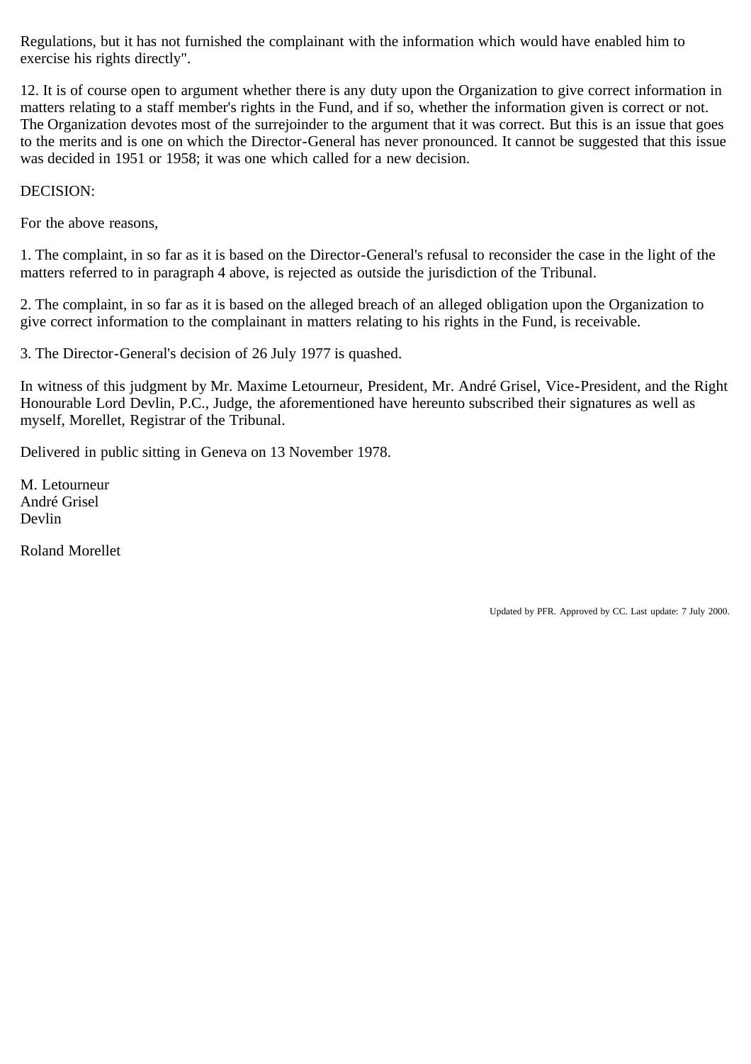Regulations, but it has not furnished the complainant with the information which would have enabled him to exercise his rights directly".

12. It is of course open to argument whether there is any duty upon the Organization to give correct information in matters relating to a staff member's rights in the Fund, and if so, whether the information given is correct or not. The Organization devotes most of the surrejoinder to the argument that it was correct. But this is an issue that goes to the merits and is one on which the Director-General has never pronounced. It cannot be suggested that this issue was decided in 1951 or 1958; it was one which called for a new decision.

DECISION:

For the above reasons,

1. The complaint, in so far as it is based on the Director-General's refusal to reconsider the case in the light of the matters referred to in paragraph 4 above, is rejected as outside the jurisdiction of the Tribunal.

2. The complaint, in so far as it is based on the alleged breach of an alleged obligation upon the Organization to give correct information to the complainant in matters relating to his rights in the Fund, is receivable.

3. The Director-General's decision of 26 July 1977 is quashed.

In witness of this judgment by Mr. Maxime Letourneur, President, Mr. André Grisel, Vice-President, and the Right Honourable Lord Devlin, P.C., Judge, the aforementioned have hereunto subscribed their signatures as well as myself, Morellet, Registrar of the Tribunal.

Delivered in public sitting in Geneva on 13 November 1978.

M. Letourneur  
André Grisel  
Devlin

Roland Morellet

Updated by PFR. Approved by CC. Last update: 7 July 2000.